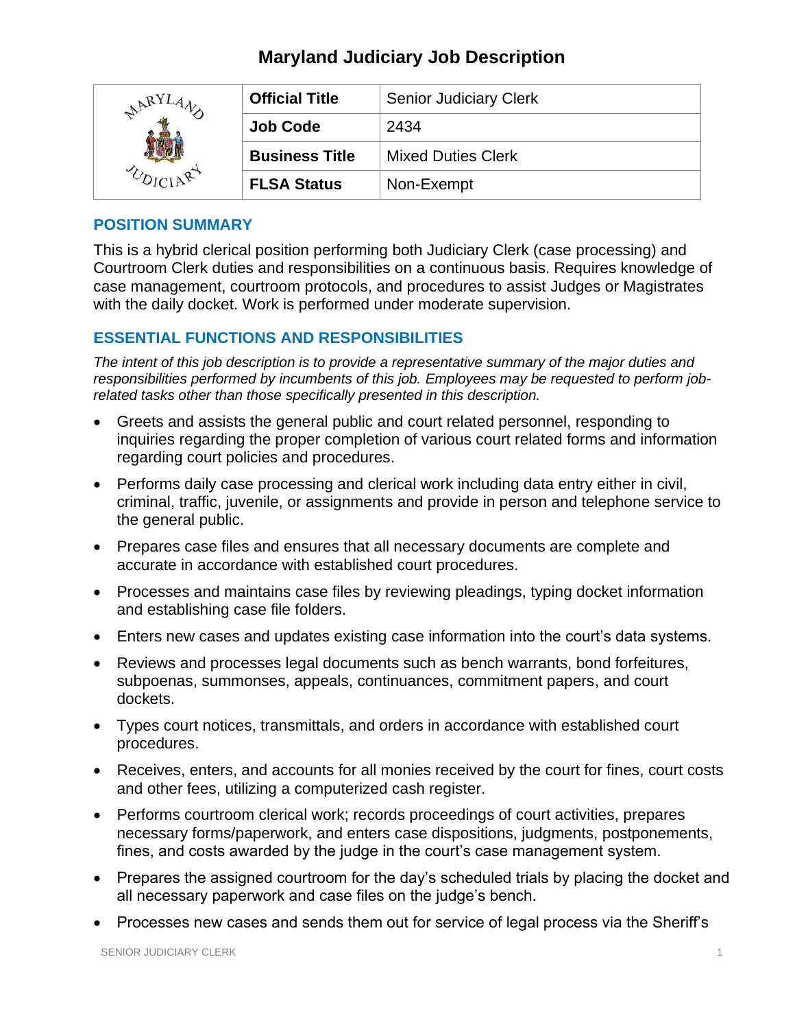# Maryland Judiciary Job Description

| | | |
|---|---|---|
| | **Official Title** | Senior Judiciary Clerk |
| | **Job Code** | 2434 |
| | **Business Title** | Mixed Duties Clerk |
| | **FLSA Status** | Non-Exempt |

## POSITION SUMMARY

This is a hybrid clerical position performing both Judiciary Clerk (case processing) and Courtroom Clerk duties and responsibilities on a continuous basis. Requires knowledge of case management, courtroom protocols, and procedures to assist Judges or Magistrates with the daily docket. Work is performed under moderate supervision.

## ESSENTIAL FUNCTIONS AND RESPONSIBILITIES

*The intent of this job description is to provide a representative summary of the major duties and responsibilities performed by incumbents of this job. Employees may be requested to perform job-related tasks other than those specifically presented in this description.*

- Greets and assists the general public and court related personnel, responding to inquiries regarding the proper completion of various court related forms and information regarding court policies and procedures.
- Performs daily case processing and clerical work including data entry either in civil, criminal, traffic, juvenile, or assignments and provide in person and telephone service to the general public.
- Prepares case files and ensures that all necessary documents are complete and accurate in accordance with established court procedures.
- Processes and maintains case files by reviewing pleadings, typing docket information and establishing case file folders.
- Enters new cases and updates existing case information into the court's data systems.
- Reviews and processes legal documents such as bench warrants, bond forfeitures, subpoenas, summonses, appeals, continuances, commitment papers, and court dockets.
- Types court notices, transmittals, and orders in accordance with established court procedures.
- Receives, enters, and accounts for all monies received by the court for fines, court costs and other fees, utilizing a computerized cash register.
- Performs courtroom clerical work; records proceedings of court activities, prepares necessary forms/paperwork, and enters case dispositions, judgments, postponements, fines, and costs awarded by the judge in the court's case management system.
- Prepares the assigned courtroom for the day's scheduled trials by placing the docket and all necessary paperwork and case files on the judge's bench.
- Processes new cases and sends them out for service of legal process via the Sheriff's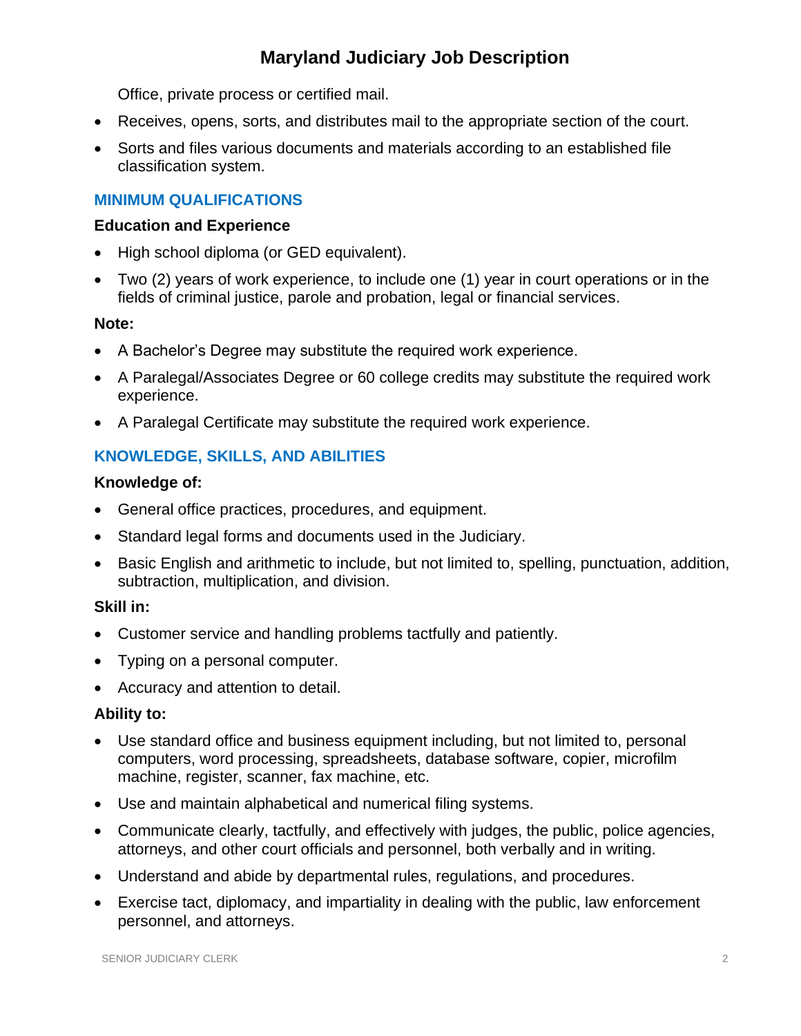Office, private process or certified mail.

- Receives, opens, sorts, and distributes mail to the appropriate section of the court.
- Sorts and files various documents and materials according to an established file classification system.

## MINIMUM QUALIFICATIONS

### Education and Experience

- High school diploma (or GED equivalent).
- Two (2) years of work experience, to include one (1) year in court operations or in the fields of criminal justice, parole and probation, legal or financial services.

**Note:**

- A Bachelor's Degree may substitute the required work experience.
- A Paralegal/Associates Degree or 60 college credits may substitute the required work experience.
- A Paralegal Certificate may substitute the required work experience.

## KNOWLEDGE, SKILLS, AND ABILITIES

### Knowledge of:

- General office practices, procedures, and equipment.
- Standard legal forms and documents used in the Judiciary.
- Basic English and arithmetic to include, but not limited to, spelling, punctuation, addition, subtraction, multiplication, and division.

### Skill in:

- Customer service and handling problems tactfully and patiently.
- Typing on a personal computer.
- Accuracy and attention to detail.

### Ability to:

- Use standard office and business equipment including, but not limited to, personal computers, word processing, spreadsheets, database software, copier, microfilm machine, register, scanner, fax machine, etc.
- Use and maintain alphabetical and numerical filing systems.
- Communicate clearly, tactfully, and effectively with judges, the public, police agencies, attorneys, and other court officials and personnel, both verbally and in writing.
- Understand and abide by departmental rules, regulations, and procedures.
- Exercise tact, diplomacy, and impartiality in dealing with the public, law enforcement personnel, and attorneys.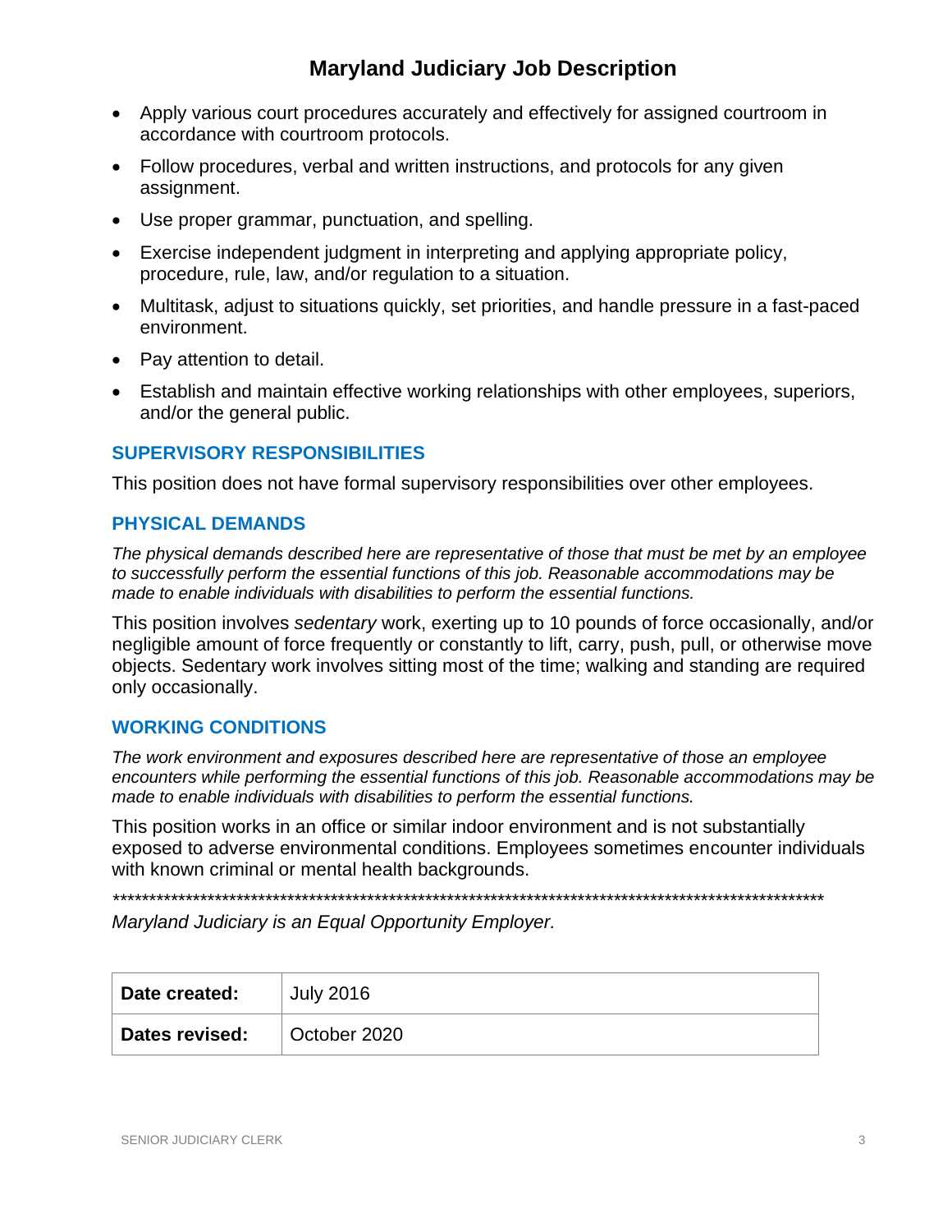# Maryland Judiciary Job Description

- Apply various court procedures accurately and effectively for assigned courtroom in accordance with courtroom protocols.
- Follow procedures, verbal and written instructions, and protocols for any given assignment.
- Use proper grammar, punctuation, and spelling.
- Exercise independent judgment in interpreting and applying appropriate policy, procedure, rule, law, and/or regulation to a situation.
- Multitask, adjust to situations quickly, set priorities, and handle pressure in a fast-paced environment.
- Pay attention to detail.
- Establish and maintain effective working relationships with other employees, superiors, and/or the general public.

## SUPERVISORY RESPONSIBILITIES

This position does not have formal supervisory responsibilities over other employees.

## PHYSICAL DEMANDS

*The physical demands described here are representative of those that must be met by an employee to successfully perform the essential functions of this job. Reasonable accommodations may be made to enable individuals with disabilities to perform the essential functions.*

This position involves *sedentary* work, exerting up to 10 pounds of force occasionally, and/or negligible amount of force frequently or constantly to lift, carry, push, pull, or otherwise move objects. Sedentary work involves sitting most of the time; walking and standing are required only occasionally.

## WORKING CONDITIONS

*The work environment and exposures described here are representative of those an employee encounters while performing the essential functions of this job. Reasonable accommodations may be made to enable individuals with disabilities to perform the essential functions.*

This position works in an office or similar indoor environment and is not substantially exposed to adverse environmental conditions. Employees sometimes encounter individuals with known criminal or mental health backgrounds.

****************************************************************************************************

*Maryland Judiciary is an Equal Opportunity Employer.*

| | |
|---|---|
| **Date created:** | July 2016 |
| **Dates revised:** | October 2020 |